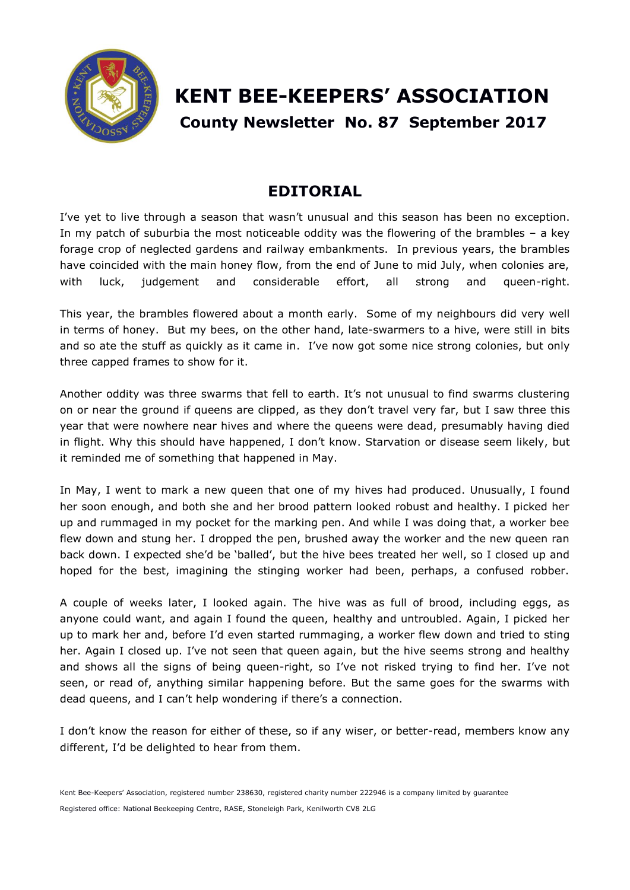# KENT BEE-KEEPERS' ASSOCIATION

## County Newsletter No. 87 September 2017

## EDITORIAL

I've yet to live through a season that wasn't unusual and this season has been no exception. In my patch of suburbia the most noticeable oddity was the flowering of the brambles – a key forage crop of neglected gardens and railway embankments. In previous years, the brambles have coincided with the main honey flow, from the end of June to mid July, when colonies are, with luck, judgement and considerable effort, all strong and queen-right.

This year, the brambles flowered about a month early. Some of my neighbours did very well in terms of honey. But my bees, on the other hand, late-swarmers to a hive, were still in bits and so ate the stuff as quickly as it came in. I've now got some nice strong colonies, but only three capped frames to show for it.

Another oddity was three swarms that fell to earth. It's not unusual to find swarms clustering on or near the ground if queens are clipped, as they don't travel very far, but I saw three this year that were nowhere near hives and where the queens were dead, presumably having died in flight. Why this should have happened, I don't know. Starvation or disease seem likely, but it reminded me of something that happened in May.

In May, I went to mark a new queen that one of my hives had produced. Unusually, I found her soon enough, and both she and her brood pattern looked robust and healthy. I picked her up and rummaged in my pocket for the marking pen. And while I was doing that, a worker bee flew down and stung her. I dropped the pen, brushed away the worker and the new queen ran back down. I expected she'd be 'balled', but the hive bees treated her well, so I closed up and hoped for the best, imagining the stinging worker had been, perhaps, a confused robber.

A couple of weeks later, I looked again. The hive was as full of brood, including eggs, as anyone could want, and again I found the queen, healthy and untroubled. Again, I picked her up to mark her and, before I'd even started rummaging, a worker flew down and tried to sting her. Again I closed up. I've not seen that queen again, but the hive seems strong and healthy and shows all the signs of being queen-right, so I've not risked trying to find her. I've not seen, or read of, anything similar happening before. But the same goes for the swarms with dead queens, and I can't help wondering if there's a connection.

I don't know the reason for either of these, so if any wiser, or better-read, members know any different, I'd be delighted to hear from them.

Kent Bee-Keepers' Association, registered number 238630, registered charity number 222946 is a company limited by guarantee

Registered office: National Beekeeping Centre, RASE, Stoneleigh Park, Kenilworth CV8 2LG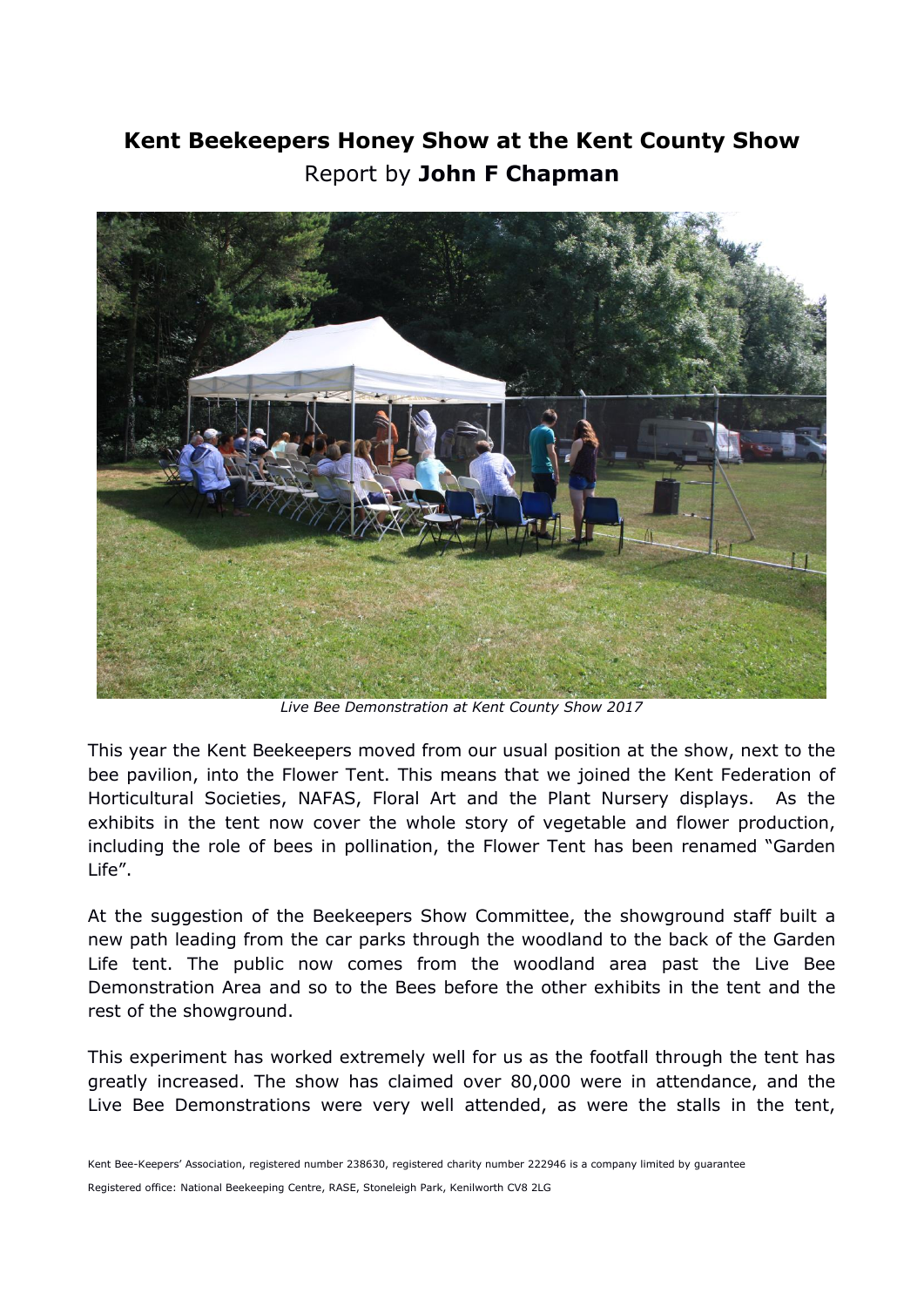# Kent Beekeepers Honey Show at the Kent County Show

Report by **John F Chapman**

*Live Bee Demonstration at Kent County Show 2017*

This year the Kent Beekeepers moved from our usual position at the show, next to the bee pavilion, into the Flower Tent. This means that we joined the Kent Federation of Horticultural Societies, NAFAS, Floral Art and the Plant Nursery displays. As the exhibits in the tent now cover the whole story of vegetable and flower production, including the role of bees in pollination, the Flower Tent has been renamed "Garden Life".

At the suggestion of the Beekeepers Show Committee, the showground staff built a new path leading from the car parks through the woodland to the back of the Garden Life tent. The public now comes from the woodland area past the Live Bee Demonstration Area and so to the Bees before the other exhibits in the tent and the rest of the showground.

This experiment has worked extremely well for us as the footfall through the tent has greatly increased. The show has claimed over 80,000 were in attendance, and the Live Bee Demonstrations were very well attended, as were the stalls in the tent,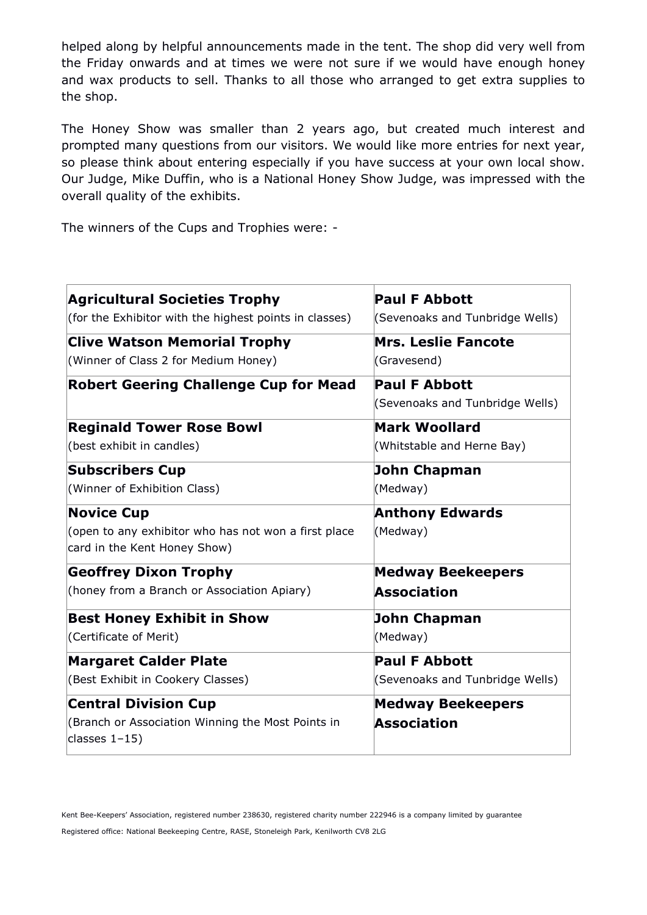helped along by helpful announcements made in the tent. The shop did very well from the Friday onwards and at times we were not sure if we would have enough honey and wax products to sell. Thanks to all those who arranged to get extra supplies to the shop.

The Honey Show was smaller than 2 years ago, but created much interest and prompted many questions from our visitors. We would like more entries for next year, so please think about entering especially if you have success at your own local show. Our Judge, Mike Duffin, who is a National Honey Show Judge, was impressed with the overall quality of the exhibits.

The winners of the Cups and Trophies were: -

| Award | Winner |
| --- | --- |
| **Agricultural Societies Trophy**<br>(for the Exhibitor with the highest points in classes) | **Paul F Abbott**<br>(Sevenoaks and Tunbridge Wells) |
| **Clive Watson Memorial Trophy**<br>(Winner of Class 2 for Medium Honey) | **Mrs. Leslie Fancote**<br>(Gravesend) |
| **Robert Geering Challenge Cup for Mead** | **Paul F Abbott**<br>(Sevenoaks and Tunbridge Wells) |
| **Reginald Tower Rose Bowl**<br>(best exhibit in candles) | **Mark Woollard**<br>(Whitstable and Herne Bay) |
| **Subscribers Cup**<br>(Winner of Exhibition Class) | **John Chapman**<br>(Medway) |
| **Novice Cup**<br>(open to any exhibitor who has not won a first place card in the Kent Honey Show) | **Anthony Edwards**<br>(Medway) |
| **Geoffrey Dixon Trophy**<br>(honey from a Branch or Association Apiary) | **Medway Beekeepers Association** |
| **Best Honey Exhibit in Show**<br>(Certificate of Merit) | **John Chapman**<br>(Medway) |
| **Margaret Calder Plate**<br>(Best Exhibit in Cookery Classes) | **Paul F Abbott**<br>(Sevenoaks and Tunbridge Wells) |
| **Central Division Cup**<br>(Branch or Association Winning the Most Points in classes 1–15) | **Medway Beekeepers Association** |

Kent Bee-Keepers' Association, registered number 238630, registered charity number 222946 is a company limited by guarantee

Registered office: National Beekeeping Centre, RASE, Stoneleigh Park, Kenilworth CV8 2LG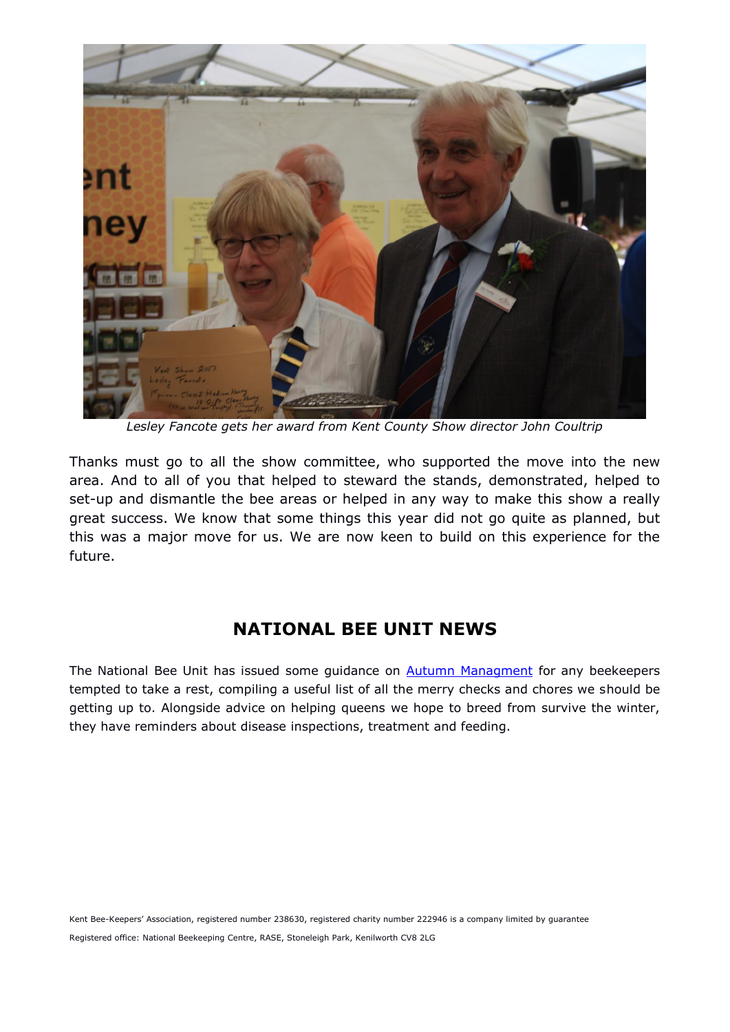*Lesley Fancote gets her award from Kent County Show director John Coultrip*

Thanks must go to all the show committee, who supported the move into the new area. And to all of you that helped to steward the stands, demonstrated, helped to set-up and dismantle the bee areas or helped in any way to make this show a really great success. We know that some things this year did not go quite as planned, but this was a major move for us. We are now keen to build on this experience for the future.

## NATIONAL BEE UNIT NEWS

The National Bee Unit has issued some guidance on [Autumn Managment]() for any beekeepers tempted to take a rest, compiling a useful list of all the merry checks and chores we should be getting up to. Alongside advice on helping queens we hope to breed from survive the winter, they have reminders about disease inspections, treatment and feeding.

Kent Bee-Keepers' Association, registered number 238630, registered charity number 222946 is a company limited by guarantee

Registered office: National Beekeeping Centre, RASE, Stoneleigh Park, Kenilworth CV8 2LG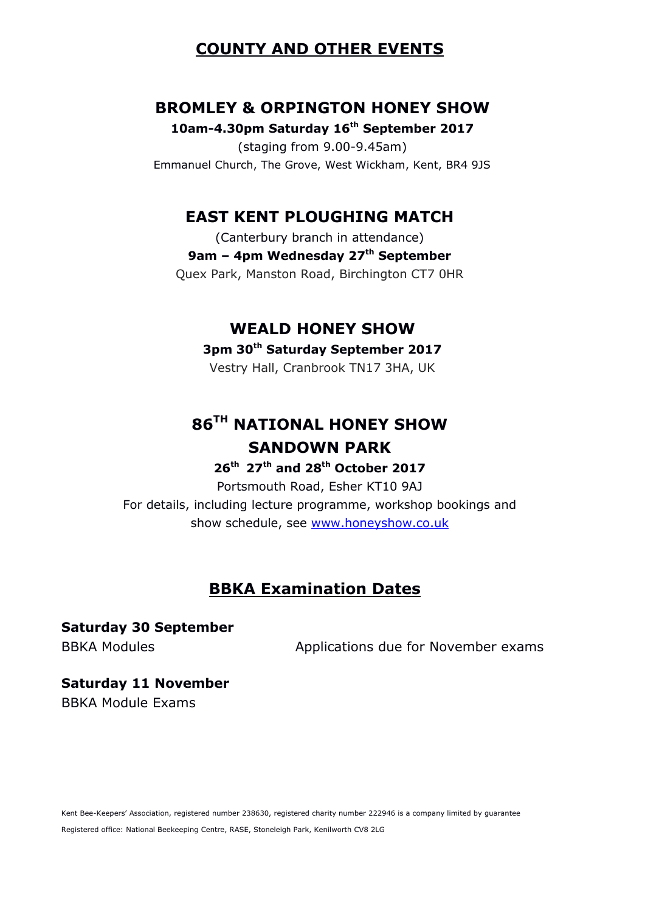# COUNTY AND OTHER EVENTS

## BROMLEY & ORPINGTON HONEY SHOW

**10am-4.30pm Saturday 16th September 2017**

(staging from 9.00-9.45am)

Emmanuel Church, The Grove, West Wickham, Kent, BR4 9JS

## EAST KENT PLOUGHING MATCH

(Canterbury branch in attendance)

**9am – 4pm Wednesday 27th September**

Quex Park, Manston Road, Birchington CT7 0HR

## WEALD HONEY SHOW

**3pm 30th Saturday September 2017**

Vestry Hall, Cranbrook TN17 3HA, UK

## 86TH NATIONAL HONEY SHOW SANDOWN PARK

**26th 27th and 28th October 2017**

Portsmouth Road, Esher KT10 9AJ

For details, including lecture programme, workshop bookings and show schedule, see www.honeyshow.co.uk

## BBKA Examination Dates

**Saturday 30 September**

BBKA Modules — Applications due for November exams

**Saturday 11 November**

BBKA Module Exams

Kent Bee-Keepers' Association, registered number 238630, registered charity number 222946 is a company limited by guarantee

Registered office: National Beekeeping Centre, RASE, Stoneleigh Park, Kenilworth CV8 2LG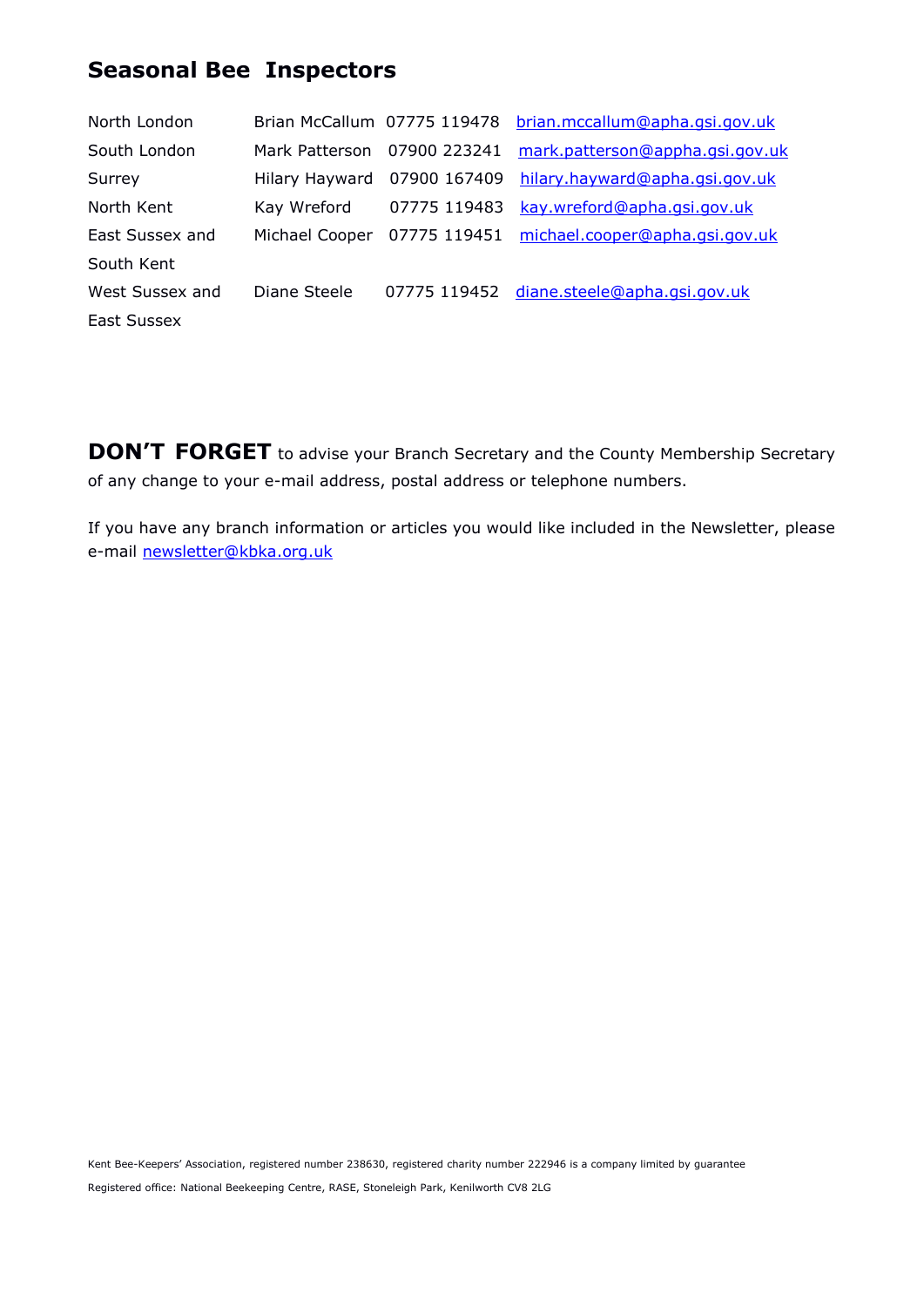## Seasonal Bee Inspectors

| | | | |
|---|---|---|---|
| North London | Brian McCallum | 07775 119478 | brian.mccallum@apha.gsi.gov.uk |
| South London | Mark Patterson | 07900 223241 | mark.patterson@appha.gsi.gov.uk |
| Surrey | Hilary Hayward | 07900 167409 | hilary.hayward@apha.gsi.gov.uk |
| North Kent | Kay Wreford | 07775 119483 | kay.wreford@apha.gsi.gov.uk |
| East Sussex and South Kent | Michael Cooper | 07775 119451 | michael.cooper@apha.gsi.gov.uk |
| West Sussex and East Sussex | Diane Steele | 07775 119452 | diane.steele@apha.gsi.gov.uk |

**DON'T FORGET** to advise your Branch Secretary and the County Membership Secretary of any change to your e-mail address, postal address or telephone numbers.

If you have any branch information or articles you would like included in the Newsletter, please e-mail newsletter@kbka.org.uk

Kent Bee-Keepers' Association, registered number 238630, registered charity number 222946 is a company limited by guarantee

Registered office: National Beekeeping Centre, RASE, Stoneleigh Park, Kenilworth CV8 2LG